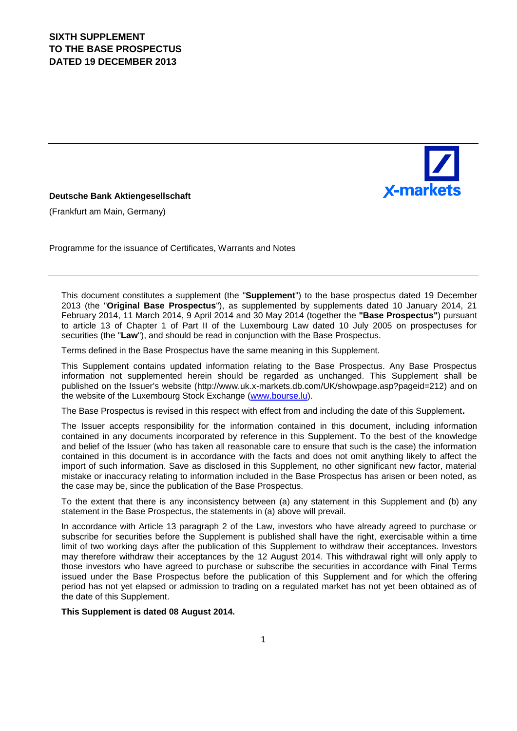# SIXTH SUPPLEMENT TO THE BASE PROSPECTUS DATED 19 DECEMBER 2013

**Deutsche Bank Aktiengesellschaft**

(Frankfurt am Main, Germany)

Programme for the issuance of Certificates, Warrants and Notes

---

This document constitutes a supplement (the "**Supplement**") to the base prospectus dated 19 December 2013 (the "**Original Base Prospectus**"), as supplemented by supplements dated 10 January 2014, 21 February 2014, 11 March 2014, 9 April 2014 and 30 May 2014 (together the **"Base Prospectus"**) pursuant to article 13 of Chapter 1 of Part II of the Luxembourg Law dated 10 July 2005 on prospectuses for securities (the "**Law**"), and should be read in conjunction with the Base Prospectus.

Terms defined in the Base Prospectus have the same meaning in this Supplement.

This Supplement contains updated information relating to the Base Prospectus. Any Base Prospectus information not supplemented herein should be regarded as unchanged. This Supplement shall be published on the Issuer's website (http://www.uk.x-markets.db.com/UK/showpage.asp?pageid=212) and on the website of the Luxembourg Stock Exchange (www.bourse.lu).

The Base Prospectus is revised in this respect with effect from and including the date of this Supplement**.**

The Issuer accepts responsibility for the information contained in this document, including information contained in any documents incorporated by reference in this Supplement. To the best of the knowledge and belief of the Issuer (who has taken all reasonable care to ensure that such is the case) the information contained in this document is in accordance with the facts and does not omit anything likely to affect the import of such information. Save as disclosed in this Supplement, no other significant new factor, material mistake or inaccuracy relating to information included in the Base Prospectus has arisen or been noted, as the case may be, since the publication of the Base Prospectus.

To the extent that there is any inconsistency between (a) any statement in this Supplement and (b) any statement in the Base Prospectus, the statements in (a) above will prevail.

In accordance with Article 13 paragraph 2 of the Law, investors who have already agreed to purchase or subscribe for securities before the Supplement is published shall have the right, exercisable within a time limit of two working days after the publication of this Supplement to withdraw their acceptances. Investors may therefore withdraw their acceptances by the 12 August 2014. This withdrawal right will only apply to those investors who have agreed to purchase or subscribe the securities in accordance with Final Terms issued under the Base Prospectus before the publication of this Supplement and for which the offering period has not yet elapsed or admission to trading on a regulated market has not yet been obtained as of the date of this Supplement.

**This Supplement is dated 08 August 2014.**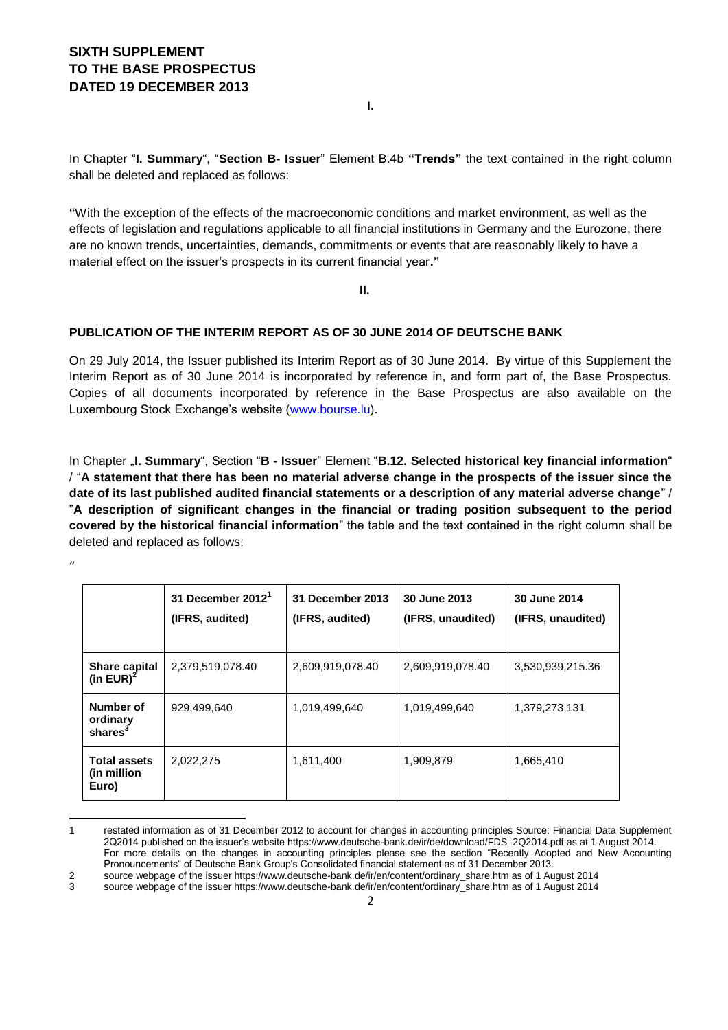# SIXTH SUPPLEMENT TO THE BASE PROSPECTUS DATED 19 DECEMBER 2013

**I.**

In Chapter "**I. Summary**", "**Section B- Issuer**" Element B.4b **"Trends"** the text contained in the right column shall be deleted and replaced as follows:

**"**With the exception of the effects of the macroeconomic conditions and market environment, as well as the effects of legislation and regulations applicable to all financial institutions in Germany and the Eurozone, there are no known trends, uncertainties, demands, commitments or events that are reasonably likely to have a material effect on the issuer's prospects in its current financial year**."**

**II.**

## PUBLICATION OF THE INTERIM REPORT AS OF 30 JUNE 2014 OF DEUTSCHE BANK

On 29 July 2014, the Issuer published its Interim Report as of 30 June 2014. By virtue of this Supplement the Interim Report as of 30 June 2014 is incorporated by reference in, and form part of, the Base Prospectus. Copies of all documents incorporated by reference in the Base Prospectus are also available on the Luxembourg Stock Exchange's website (www.bourse.lu).

In Chapter „**I. Summary**", Section "**B - Issuer**" Element "**B.12. Selected historical key financial information**" / "**A statement that there has been no material adverse change in the prospects of the issuer since the date of its last published audited financial statements or a description of any material adverse change**" / "**A description of significant changes in the financial or trading position subsequent to the period covered by the historical financial information**" the table and the text contained in the right column shall be deleted and replaced as follows:

"

| | 31 December 2012[1] (IFRS, audited) | 31 December 2013 (IFRS, audited) | 30 June 2013 (IFRS, unaudited) | 30 June 2014 (IFRS, unaudited) |
|---|---|---|---|---|
| **Share capital (in EUR)[2]** | 2,379,519,078.40 | 2,609,919,078.40 | 2,609,919,078.40 | 3,530,939,215.36 |
| **Number of ordinary shares[3]** | 929,499,640 | 1,019,499,640 | 1,019,499,640 | 1,379,273,131 |
| **Total assets (in million Euro)** | 2,022,275 | 1,611,400 | 1,909,879 | 1,665,410 |

1 restated information as of 31 December 2012 to account for changes in accounting principles Source: Financial Data Supplement 2Q2014 published on the issuer's website https://www.deutsche-bank.de/ir/de/download/FDS_2Q2014.pdf as at 1 August 2014. For more details on the changes in accounting principles please see the section "Recently Adopted and New Accounting Pronouncements" of Deutsche Bank Group's Consolidated financial statement as of 31 December 2013.

2 source webpage of the issuer https://www.deutsche-bank.de/ir/en/content/ordinary_share.htm as of 1 August 2014

3 source webpage of the issuer https://www.deutsche-bank.de/ir/en/content/ordinary_share.htm as of 1 August 2014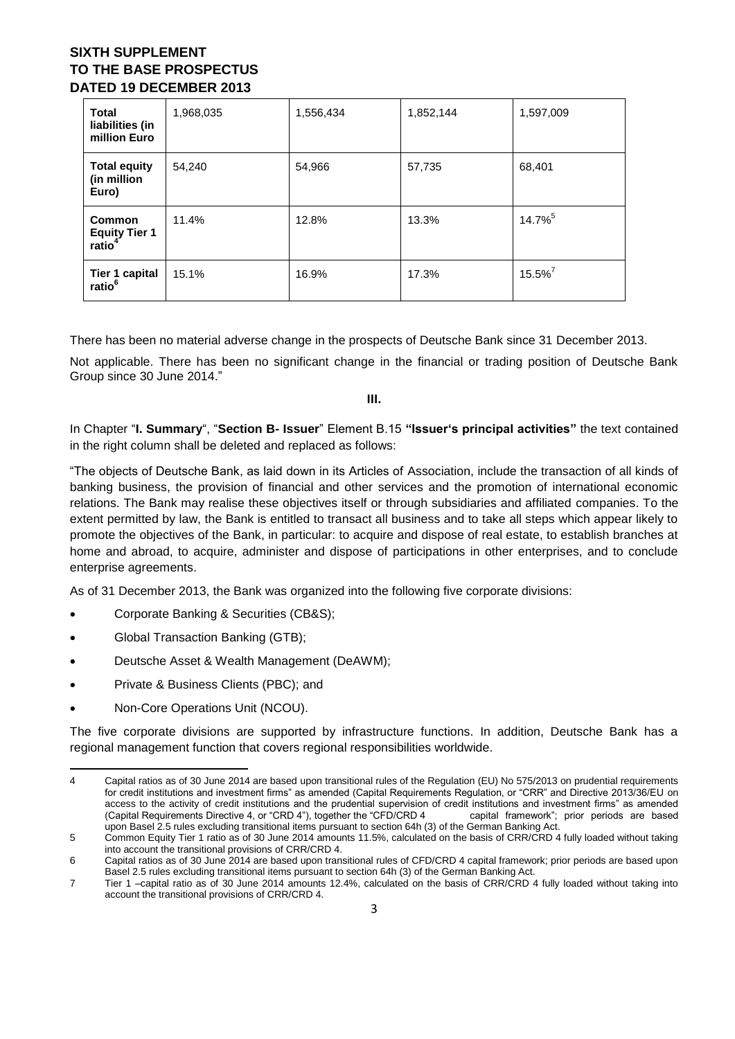| Total liabilities (in million Euro | 1,968,035 | 1,556,434 | 1,852,144 | 1,597,009 |
|---|---|---|---|---|
| Total equity (in million Euro) | 54,240 | 54,966 | 57,735 | 68,401 |
| Common Equity Tier 1 ratio[4] | 11.4% | 12.8% | 13.3% | 14.7%[5] |
| Tier 1 capital ratio[6] | 15.1% | 16.9% | 17.3% | 15.5%[7] |

There has been no material adverse change in the prospects of Deutsche Bank since 31 December 2013.

Not applicable. There has been no significant change in the financial or trading position of Deutsche Bank Group since 30 June 2014."

**III.**

In Chapter "**I. Summary**", "**Section B- Issuer**" Element B.15 **"Issuer's principal activities"** the text contained in the right column shall be deleted and replaced as follows:

"The objects of Deutsche Bank, as laid down in its Articles of Association, include the transaction of all kinds of banking business, the provision of financial and other services and the promotion of international economic relations. The Bank may realise these objectives itself or through subsidiaries and affiliated companies. To the extent permitted by law, the Bank is entitled to transact all business and to take all steps which appear likely to promote the objectives of the Bank, in particular: to acquire and dispose of real estate, to establish branches at home and abroad, to acquire, administer and dispose of participations in other enterprises, and to conclude enterprise agreements.

As of 31 December 2013, the Bank was organized into the following five corporate divisions:

- Corporate Banking & Securities (CB&S);
- Global Transaction Banking (GTB);
- Deutsche Asset & Wealth Management (DeAWM);
- Private & Business Clients (PBC); and
- Non-Core Operations Unit (NCOU).

The five corporate divisions are supported by infrastructure functions. In addition, Deutsche Bank has a regional management function that covers regional responsibilities worldwide.

---

4 Capital ratios as of 30 June 2014 are based upon transitional rules of the Regulation (EU) No 575/2013 on prudential requirements for credit institutions and investment firms" as amended (Capital Requirements Regulation, or "CRR" and Directive 2013/36/EU on access to the activity of credit institutions and the prudential supervision of credit institutions and investment firms" as amended (Capital Requirements Directive 4, or "CRD 4"), together the "CFD/CRD 4 capital framework"; prior periods are based upon Basel 2.5 rules excluding transitional items pursuant to section 64h (3) of the German Banking Act.

5 Common Equity Tier 1 ratio as of 30 June 2014 amounts 11.5%, calculated on the basis of CRR/CRD 4 fully loaded without taking into account the transitional provisions of CRR/CRD 4.

6 Capital ratios as of 30 June 2014 are based upon transitional rules of CFD/CRD 4 capital framework; prior periods are based upon Basel 2.5 rules excluding transitional items pursuant to section 64h (3) of the German Banking Act.

7 Tier 1 –capital ratio as of 30 June 2014 amounts 12.4%, calculated on the basis of CRR/CRD 4 fully loaded without taking into account the transitional provisions of CRR/CRD 4.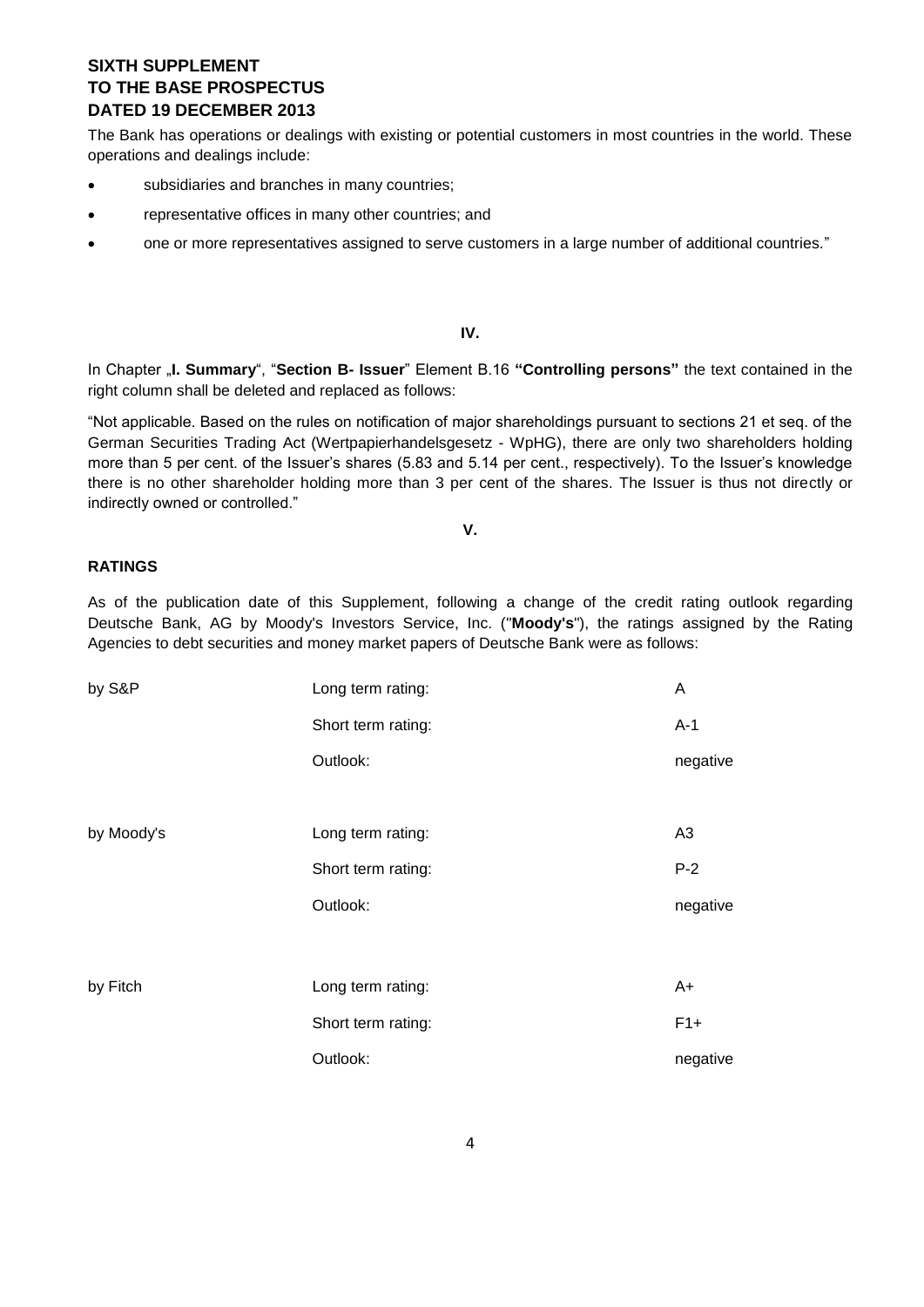The Bank has operations or dealings with existing or potential customers in most countries in the world. These operations and dealings include:

- subsidiaries and branches in many countries;
- representative offices in many other countries; and
- one or more representatives assigned to serve customers in a large number of additional countries."

**IV.**

In Chapter „**I. Summary**", "**Section B- Issuer**" Element B.16 **"Controlling persons"** the text contained in the right column shall be deleted and replaced as follows:

"Not applicable. Based on the rules on notification of major shareholdings pursuant to sections 21 et seq. of the German Securities Trading Act (Wertpapierhandelsgesetz - WpHG), there are only two shareholders holding more than 5 per cent. of the Issuer's shares (5.83 and 5.14 per cent., respectively). To the Issuer's knowledge there is no other shareholder holding more than 3 per cent of the shares. The Issuer is thus not directly or indirectly owned or controlled."

**V.**

**RATINGS**

As of the publication date of this Supplement, following a change of the credit rating outlook regarding Deutsche Bank, AG by Moody's Investors Service, Inc. ("**Moody's**"), the ratings assigned by the Rating Agencies to debt securities and money market papers of Deutsche Bank were as follows:

| | | |
|---|---|---|
| by S&P | Long term rating: | A |
| | Short term rating: | A-1 |
| | Outlook: | negative |
| by Moody's | Long term rating: | A3 |
| | Short term rating: | P-2 |
| | Outlook: | negative |
| by Fitch | Long term rating: | A+ |
| | Short term rating: | F1+ |
| | Outlook: | negative |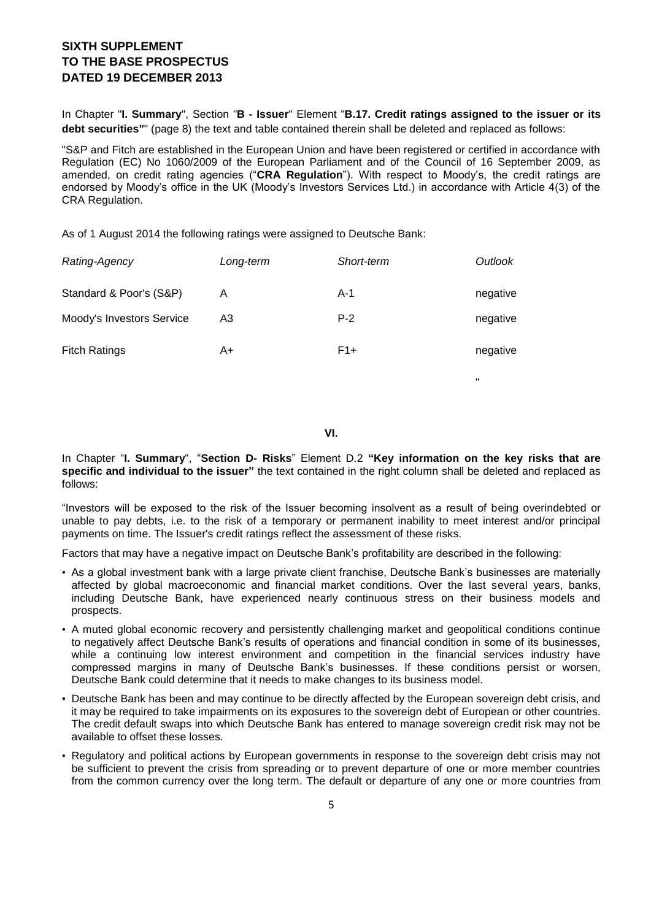**SIXTH SUPPLEMENT**
**TO THE BASE PROSPECTUS**
**DATED 19 DECEMBER 2013**

In Chapter "**I. Summary**", Section "**B - Issuer**" Element "**B.17. Credit ratings assigned to the issuer or its debt securities"**" (page 8) the text and table contained therein shall be deleted and replaced as follows:

"S&P and Fitch are established in the European Union and have been registered or certified in accordance with Regulation (EC) No 1060/2009 of the European Parliament and of the Council of 16 September 2009, as amended, on credit rating agencies ("**CRA Regulation**"). With respect to Moody's, the credit ratings are endorsed by Moody's office in the UK (Moody's Investors Services Ltd.) in accordance with Article 4(3) of the CRA Regulation.

As of 1 August 2014 the following ratings were assigned to Deutsche Bank:

| *Rating-Agency* | *Long-term* | *Short-term* | *Outlook* |
|---|---|---|---|
| Standard & Poor's (S&P) | A | A-1 | negative |
| Moody's Investors Service | A3 | P-2 | negative |
| Fitch Ratings | A+ | F1+ | negative |

"

**VI.**

In Chapter "**I. Summary**", "**Section D- Risks**" Element D.2 **"Key information on the key risks that are specific and individual to the issuer"** the text contained in the right column shall be deleted and replaced as follows:

"Investors will be exposed to the risk of the Issuer becoming insolvent as a result of being overindebted or unable to pay debts, i.e. to the risk of a temporary or permanent inability to meet interest and/or principal payments on time. The Issuer's credit ratings reflect the assessment of these risks.

Factors that may have a negative impact on Deutsche Bank's profitability are described in the following:

- As a global investment bank with a large private client franchise, Deutsche Bank's businesses are materially affected by global macroeconomic and financial market conditions. Over the last several years, banks, including Deutsche Bank, have experienced nearly continuous stress on their business models and prospects.
- A muted global economic recovery and persistently challenging market and geopolitical conditions continue to negatively affect Deutsche Bank's results of operations and financial condition in some of its businesses, while a continuing low interest environment and competition in the financial services industry have compressed margins in many of Deutsche Bank's businesses. If these conditions persist or worsen, Deutsche Bank could determine that it needs to make changes to its business model.
- Deutsche Bank has been and may continue to be directly affected by the European sovereign debt crisis, and it may be required to take impairments on its exposures to the sovereign debt of European or other countries. The credit default swaps into which Deutsche Bank has entered to manage sovereign credit risk may not be available to offset these losses.
- Regulatory and political actions by European governments in response to the sovereign debt crisis may not be sufficient to prevent the crisis from spreading or to prevent departure of one or more member countries from the common currency over the long term. The default or departure of any one or more countries from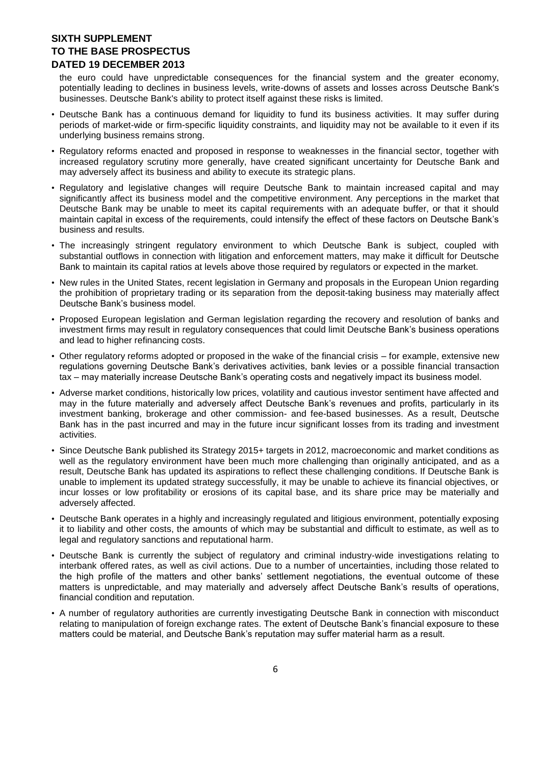the euro could have unpredictable consequences for the financial system and the greater economy, potentially leading to declines in business levels, write-downs of assets and losses across Deutsche Bank's businesses. Deutsche Bank's ability to protect itself against these risks is limited.

- Deutsche Bank has a continuous demand for liquidity to fund its business activities. It may suffer during periods of market-wide or firm-specific liquidity constraints, and liquidity may not be available to it even if its underlying business remains strong.
- Regulatory reforms enacted and proposed in response to weaknesses in the financial sector, together with increased regulatory scrutiny more generally, have created significant uncertainty for Deutsche Bank and may adversely affect its business and ability to execute its strategic plans.
- Regulatory and legislative changes will require Deutsche Bank to maintain increased capital and may significantly affect its business model and the competitive environment. Any perceptions in the market that Deutsche Bank may be unable to meet its capital requirements with an adequate buffer, or that it should maintain capital in excess of the requirements, could intensify the effect of these factors on Deutsche Bank's business and results.
- The increasingly stringent regulatory environment to which Deutsche Bank is subject, coupled with substantial outflows in connection with litigation and enforcement matters, may make it difficult for Deutsche Bank to maintain its capital ratios at levels above those required by regulators or expected in the market.
- New rules in the United States, recent legislation in Germany and proposals in the European Union regarding the prohibition of proprietary trading or its separation from the deposit-taking business may materially affect Deutsche Bank's business model.
- Proposed European legislation and German legislation regarding the recovery and resolution of banks and investment firms may result in regulatory consequences that could limit Deutsche Bank's business operations and lead to higher refinancing costs.
- Other regulatory reforms adopted or proposed in the wake of the financial crisis – for example, extensive new regulations governing Deutsche Bank's derivatives activities, bank levies or a possible financial transaction tax – may materially increase Deutsche Bank's operating costs and negatively impact its business model.
- Adverse market conditions, historically low prices, volatility and cautious investor sentiment have affected and may in the future materially and adversely affect Deutsche Bank's revenues and profits, particularly in its investment banking, brokerage and other commission- and fee-based businesses. As a result, Deutsche Bank has in the past incurred and may in the future incur significant losses from its trading and investment activities.
- Since Deutsche Bank published its Strategy 2015+ targets in 2012, macroeconomic and market conditions as well as the regulatory environment have been much more challenging than originally anticipated, and as a result, Deutsche Bank has updated its aspirations to reflect these challenging conditions. If Deutsche Bank is unable to implement its updated strategy successfully, it may be unable to achieve its financial objectives, or incur losses or low profitability or erosions of its capital base, and its share price may be materially and adversely affected.
- Deutsche Bank operates in a highly and increasingly regulated and litigious environment, potentially exposing it to liability and other costs, the amounts of which may be substantial and difficult to estimate, as well as to legal and regulatory sanctions and reputational harm.
- Deutsche Bank is currently the subject of regulatory and criminal industry-wide investigations relating to interbank offered rates, as well as civil actions. Due to a number of uncertainties, including those related to the high profile of the matters and other banks' settlement negotiations, the eventual outcome of these matters is unpredictable, and may materially and adversely affect Deutsche Bank's results of operations, financial condition and reputation.
- A number of regulatory authorities are currently investigating Deutsche Bank in connection with misconduct relating to manipulation of foreign exchange rates. The extent of Deutsche Bank's financial exposure to these matters could be material, and Deutsche Bank's reputation may suffer material harm as a result.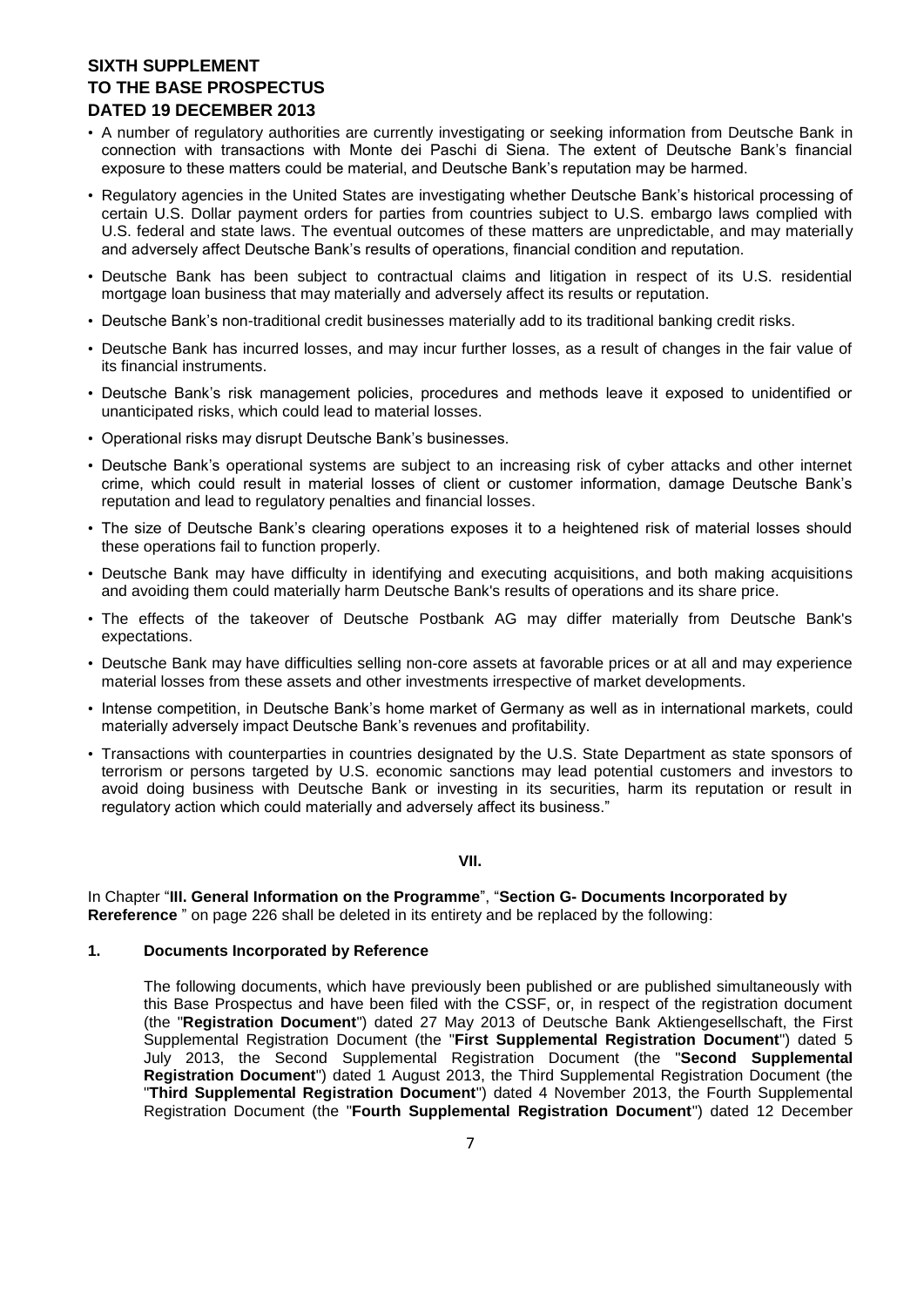- A number of regulatory authorities are currently investigating or seeking information from Deutsche Bank in connection with transactions with Monte dei Paschi di Siena. The extent of Deutsche Bank's financial exposure to these matters could be material, and Deutsche Bank's reputation may be harmed.
- Regulatory agencies in the United States are investigating whether Deutsche Bank's historical processing of certain U.S. Dollar payment orders for parties from countries subject to U.S. embargo laws complied with U.S. federal and state laws. The eventual outcomes of these matters are unpredictable, and may materially and adversely affect Deutsche Bank's results of operations, financial condition and reputation.
- Deutsche Bank has been subject to contractual claims and litigation in respect of its U.S. residential mortgage loan business that may materially and adversely affect its results or reputation.
- Deutsche Bank's non-traditional credit businesses materially add to its traditional banking credit risks.
- Deutsche Bank has incurred losses, and may incur further losses, as a result of changes in the fair value of its financial instruments.
- Deutsche Bank's risk management policies, procedures and methods leave it exposed to unidentified or unanticipated risks, which could lead to material losses.
- Operational risks may disrupt Deutsche Bank's businesses.
- Deutsche Bank's operational systems are subject to an increasing risk of cyber attacks and other internet crime, which could result in material losses of client or customer information, damage Deutsche Bank's reputation and lead to regulatory penalties and financial losses.
- The size of Deutsche Bank's clearing operations exposes it to a heightened risk of material losses should these operations fail to function properly.
- Deutsche Bank may have difficulty in identifying and executing acquisitions, and both making acquisitions and avoiding them could materially harm Deutsche Bank's results of operations and its share price.
- The effects of the takeover of Deutsche Postbank AG may differ materially from Deutsche Bank's expectations.
- Deutsche Bank may have difficulties selling non-core assets at favorable prices or at all and may experience material losses from these assets and other investments irrespective of market developments.
- Intense competition, in Deutsche Bank's home market of Germany as well as in international markets, could materially adversely impact Deutsche Bank's revenues and profitability.
- Transactions with counterparties in countries designated by the U.S. State Department as state sponsors of terrorism or persons targeted by U.S. economic sanctions may lead potential customers and investors to avoid doing business with Deutsche Bank or investing in its securities, harm its reputation or result in regulatory action which could materially and adversely affect its business."

**VII.**

In Chapter "**III. General Information on the Programme**", "**Section G- Documents Incorporated by Rereference** " on page 226 shall be deleted in its entirety and be replaced by the following:

**1. Documents Incorporated by Reference**

The following documents, which have previously been published or are published simultaneously with this Base Prospectus and have been filed with the CSSF, or, in respect of the registration document (the "**Registration Document**") dated 27 May 2013 of Deutsche Bank Aktiengesellschaft, the First Supplemental Registration Document (the "**First Supplemental Registration Document**") dated 5 July 2013, the Second Supplemental Registration Document (the "**Second Supplemental Registration Document**") dated 1 August 2013, the Third Supplemental Registration Document (the "**Third Supplemental Registration Document**") dated 4 November 2013, the Fourth Supplemental Registration Document (the "**Fourth Supplemental Registration Document**") dated 12 December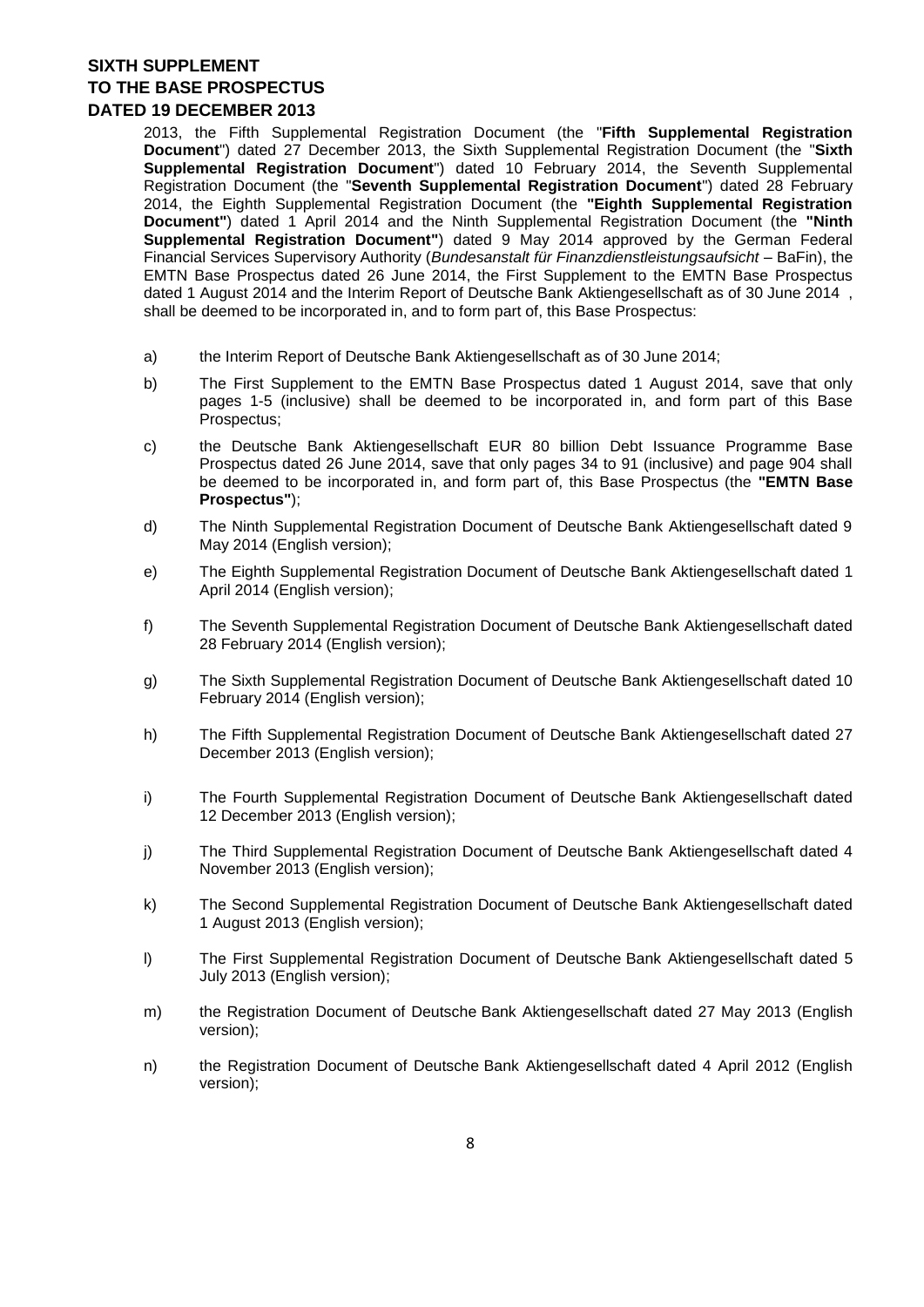2013, the Fifth Supplemental Registration Document (the "**Fifth Supplemental Registration Document**") dated 27 December 2013, the Sixth Supplemental Registration Document (the "**Sixth Supplemental Registration Document**") dated 10 February 2014, the Seventh Supplemental Registration Document (the "**Seventh Supplemental Registration Document**") dated 28 February 2014, the Eighth Supplemental Registration Document (the **"Eighth Supplemental Registration Document"**) dated 1 April 2014 and the Ninth Supplemental Registration Document (the **"Ninth Supplemental Registration Document"**) dated 9 May 2014 approved by the German Federal Financial Services Supervisory Authority (*Bundesanstalt für Finanzdienstleistungsaufsicht* – BaFin), the EMTN Base Prospectus dated 26 June 2014, the First Supplement to the EMTN Base Prospectus dated 1 August 2014 and the Interim Report of Deutsche Bank Aktiengesellschaft as of 30 June 2014 , shall be deemed to be incorporated in, and to form part of, this Base Prospectus:

a) the Interim Report of Deutsche Bank Aktiengesellschaft as of 30 June 2014;

b) The First Supplement to the EMTN Base Prospectus dated 1 August 2014, save that only pages 1-5 (inclusive) shall be deemed to be incorporated in, and form part of this Base Prospectus;

c) the Deutsche Bank Aktiengesellschaft EUR 80 billion Debt Issuance Programme Base Prospectus dated 26 June 2014, save that only pages 34 to 91 (inclusive) and page 904 shall be deemed to be incorporated in, and form part of, this Base Prospectus (the **"EMTN Base Prospectus"**);

d) The Ninth Supplemental Registration Document of Deutsche Bank Aktiengesellschaft dated 9 May 2014 (English version);

e) The Eighth Supplemental Registration Document of Deutsche Bank Aktiengesellschaft dated 1 April 2014 (English version);

f) The Seventh Supplemental Registration Document of Deutsche Bank Aktiengesellschaft dated 28 February 2014 (English version);

g) The Sixth Supplemental Registration Document of Deutsche Bank Aktiengesellschaft dated 10 February 2014 (English version);

h) The Fifth Supplemental Registration Document of Deutsche Bank Aktiengesellschaft dated 27 December 2013 (English version);

i) The Fourth Supplemental Registration Document of Deutsche Bank Aktiengesellschaft dated 12 December 2013 (English version);

j) The Third Supplemental Registration Document of Deutsche Bank Aktiengesellschaft dated 4 November 2013 (English version);

k) The Second Supplemental Registration Document of Deutsche Bank Aktiengesellschaft dated 1 August 2013 (English version);

l) The First Supplemental Registration Document of Deutsche Bank Aktiengesellschaft dated 5 July 2013 (English version);

m) the Registration Document of Deutsche Bank Aktiengesellschaft dated 27 May 2013 (English version);

n) the Registration Document of Deutsche Bank Aktiengesellschaft dated 4 April 2012 (English version);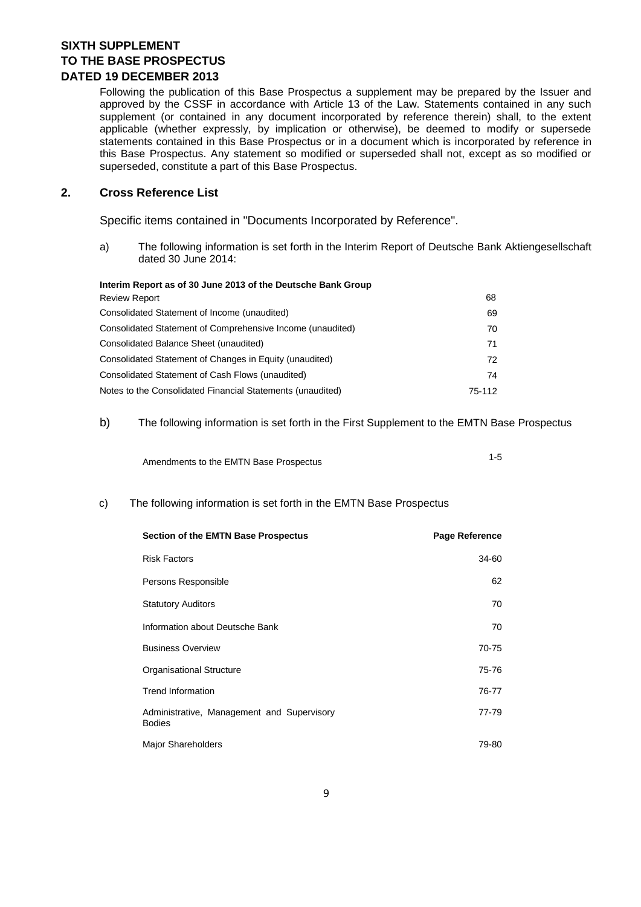**SIXTH SUPPLEMENT**
**TO THE BASE PROSPECTUS**
**DATED 19 DECEMBER 2013**

Following the publication of this Base Prospectus a supplement may be prepared by the Issuer and approved by the CSSF in accordance with Article 13 of the Law. Statements contained in any such supplement (or contained in any document incorporated by reference therein) shall, to the extent applicable (whether expressly, by implication or otherwise), be deemed to modify or supersede statements contained in this Base Prospectus or in a document which is incorporated by reference in this Base Prospectus. Any statement so modified or superseded shall not, except as so modified or superseded, constitute a part of this Base Prospectus.

## 2. Cross Reference List

Specific items contained in "Documents Incorporated by Reference".

a) The following information is set forth in the Interim Report of Deutsche Bank Aktiengesellschaft dated 30 June 2014:

| **Interim Report as of 30 June 2013 of the Deutsche Bank Group** | |
|---|---|
| Review Report | 68 |
| Consolidated Statement of Income (unaudited) | 69 |
| Consolidated Statement of Comprehensive Income (unaudited) | 70 |
| Consolidated Balance Sheet (unaudited) | 71 |
| Consolidated Statement of Changes in Equity (unaudited) | 72 |
| Consolidated Statement of Cash Flows (unaudited) | 74 |
| Notes to the Consolidated Financial Statements (unaudited) | 75-112 |

b) The following information is set forth in the First Supplement to the EMTN Base Prospectus

| | |
|---|---|
| Amendments to the EMTN Base Prospectus | 1-5 |

c) The following information is set forth in the EMTN Base Prospectus

| **Section of the EMTN Base Prospectus** | **Page Reference** |
|---|---|
| Risk Factors | 34-60 |
| Persons Responsible | 62 |
| Statutory Auditors | 70 |
| Information about Deutsche Bank | 70 |
| Business Overview | 70-75 |
| Organisational Structure | 75-76 |
| Trend Information | 76-77 |
| Administrative, Management and Supervisory Bodies | 77-79 |
| Major Shareholders | 79-80 |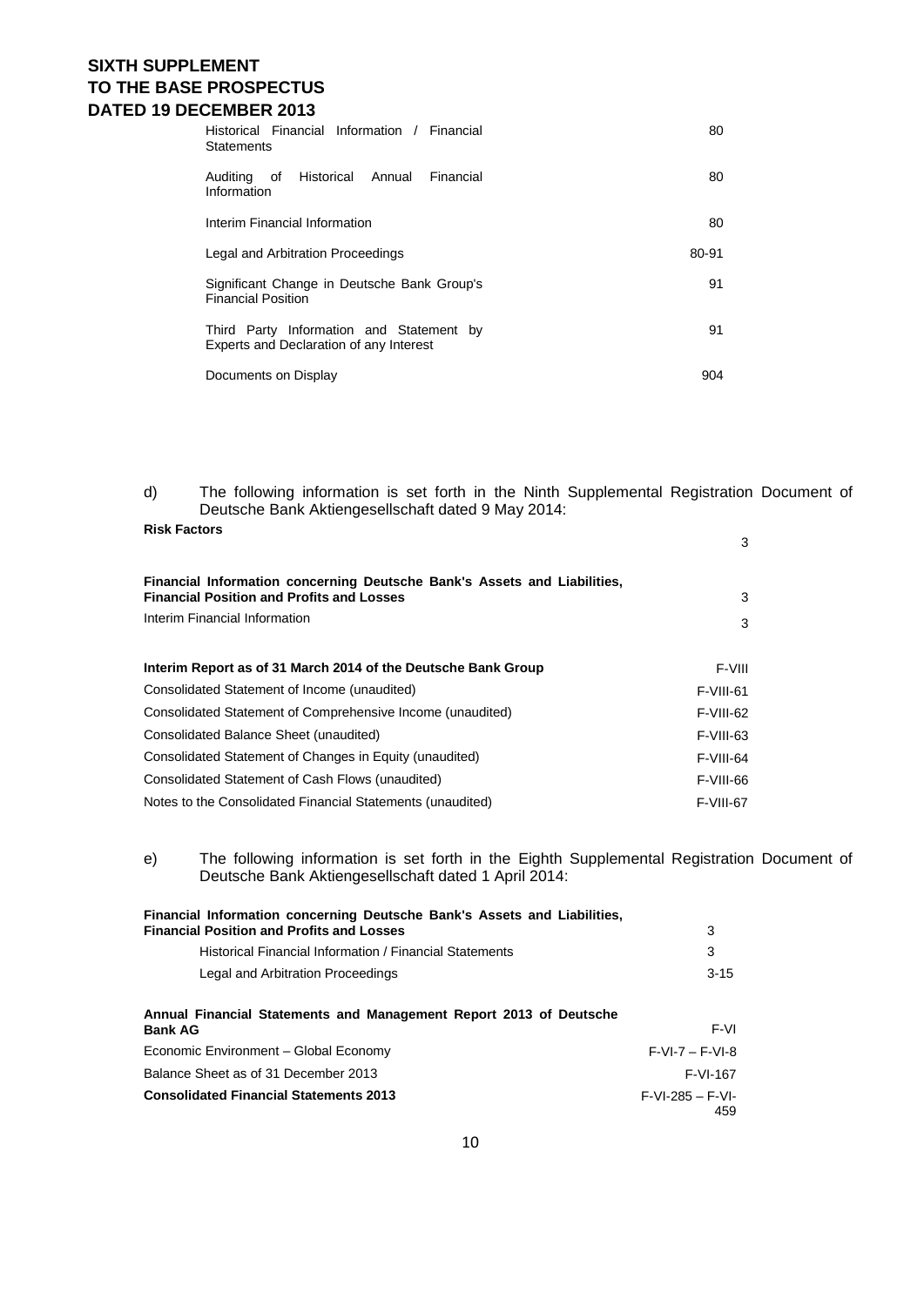| | |
|---|---|
| Historical Financial Information / Financial Statements | 80 |
| Auditing of Historical Annual Financial Information | 80 |
| Interim Financial Information | 80 |
| Legal and Arbitration Proceedings | 80-91 |
| Significant Change in Deutsche Bank Group's Financial Position | 91 |
| Third Party Information and Statement by Experts and Declaration of any Interest | 91 |
| Documents on Display | 904 |

d) The following information is set forth in the Ninth Supplemental Registration Document of Deutsche Bank Aktiengesellschaft dated 9 May 2014:

| | |
|---|---|
| **Risk Factors** | 3 |
| **Financial Information concerning Deutsche Bank's Assets and Liabilities, Financial Position and Profits and Losses** | 3 |
| Interim Financial Information | 3 |
| **Interim Report as of 31 March 2014 of the Deutsche Bank Group** | F-VIII |
| Consolidated Statement of Income (unaudited) | F-VIII-61 |
| Consolidated Statement of Comprehensive Income (unaudited) | F-VIII-62 |
| Consolidated Balance Sheet (unaudited) | F-VIII-63 |
| Consolidated Statement of Changes in Equity (unaudited) | F-VIII-64 |
| Consolidated Statement of Cash Flows (unaudited) | F-VIII-66 |
| Notes to the Consolidated Financial Statements (unaudited) | F-VIII-67 |

e) The following information is set forth in the Eighth Supplemental Registration Document of Deutsche Bank Aktiengesellschaft dated 1 April 2014:

| | |
|---|---|
| **Financial Information concerning Deutsche Bank's Assets and Liabilities, Financial Position and Profits and Losses** | 3 |
| Historical Financial Information / Financial Statements | 3 |
| Legal and Arbitration Proceedings | 3-15 |
| **Annual Financial Statements and Management Report 2013 of Deutsche Bank AG** | F-VI |
| Economic Environment – Global Economy | F-VI-7 – F-VI-8 |
| Balance Sheet as of 31 December 2013 | F-VI-167 |
| **Consolidated Financial Statements 2013** | F-VI-285 – F-VI-459 |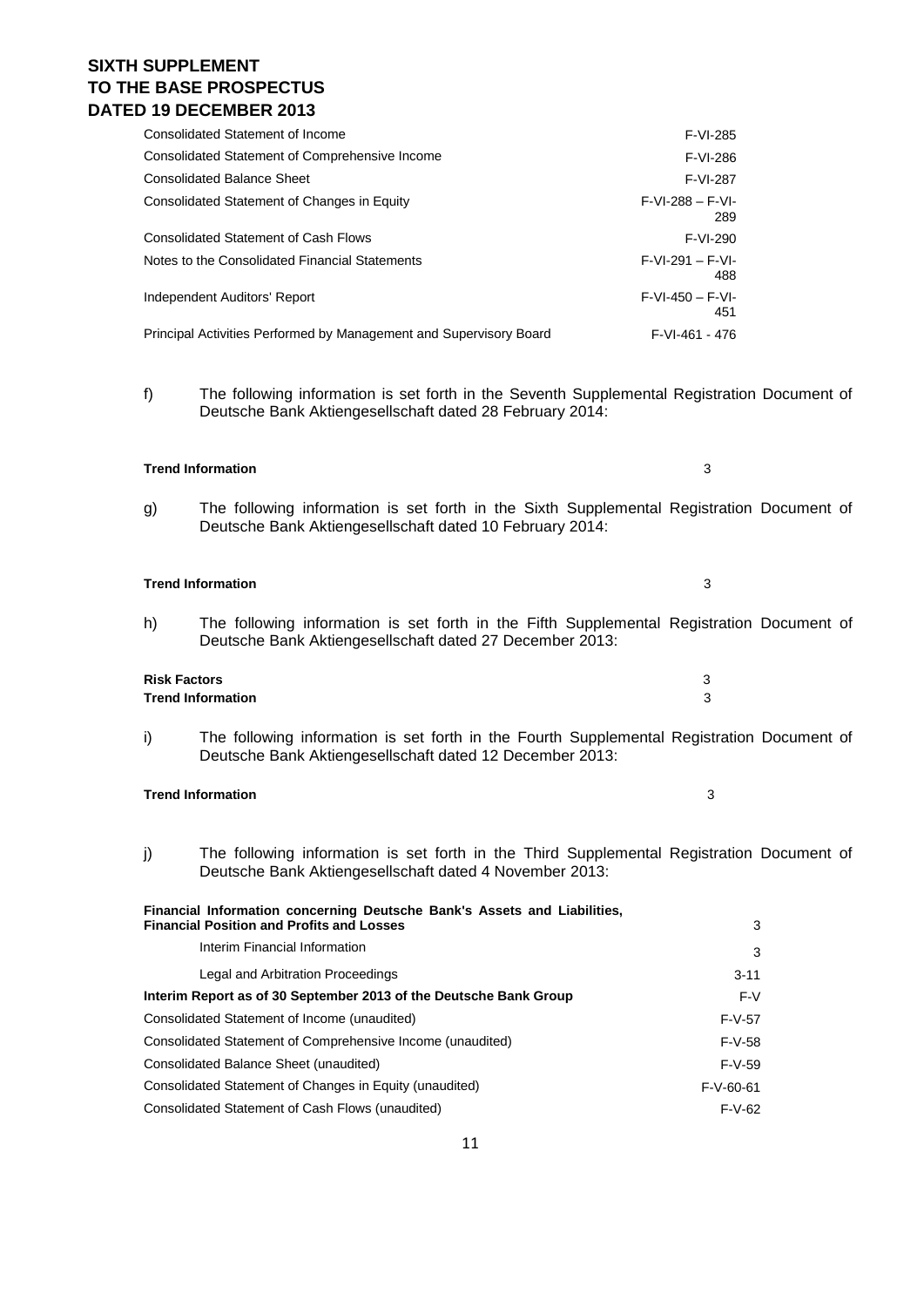| | |
|---|---|
| Consolidated Statement of Income | F-VI-285 |
| Consolidated Statement of Comprehensive Income | F-VI-286 |
| Consolidated Balance Sheet | F-VI-287 |
| Consolidated Statement of Changes in Equity | F-VI-288 – F-VI-289 |
| Consolidated Statement of Cash Flows | F-VI-290 |
| Notes to the Consolidated Financial Statements | F-VI-291 – F-VI-488 |
| Independent Auditors' Report | F-VI-450 – F-VI-451 |
| Principal Activities Performed by Management and Supervisory Board | F-VI-461 - 476 |

f) The following information is set forth in the Seventh Supplemental Registration Document of Deutsche Bank Aktiengesellschaft dated 28 February 2014:

| | |
|---|---|
| **Trend Information** | 3 |

g) The following information is set forth in the Sixth Supplemental Registration Document of Deutsche Bank Aktiengesellschaft dated 10 February 2014:

| | |
|---|---|
| **Trend Information** | 3 |

h) The following information is set forth in the Fifth Supplemental Registration Document of Deutsche Bank Aktiengesellschaft dated 27 December 2013:

| | |
|---|---|
| **Risk Factors** | 3 |
| **Trend Information** | 3 |

i) The following information is set forth in the Fourth Supplemental Registration Document of Deutsche Bank Aktiengesellschaft dated 12 December 2013:

| | |
|---|---|
| **Trend Information** | 3 |

j) The following information is set forth in the Third Supplemental Registration Document of Deutsche Bank Aktiengesellschaft dated 4 November 2013:

| | |
|---|---|
| **Financial Information concerning Deutsche Bank's Assets and Liabilities, Financial Position and Profits and Losses** | 3 |
| Interim Financial Information | 3 |
| Legal and Arbitration Proceedings | 3-11 |
| **Interim Report as of 30 September 2013 of the Deutsche Bank Group** | F-V |
| Consolidated Statement of Income (unaudited) | F-V-57 |
| Consolidated Statement of Comprehensive Income (unaudited) | F-V-58 |
| Consolidated Balance Sheet (unaudited) | F-V-59 |
| Consolidated Statement of Changes in Equity (unaudited) | F-V-60-61 |
| Consolidated Statement of Cash Flows (unaudited) | F-V-62 |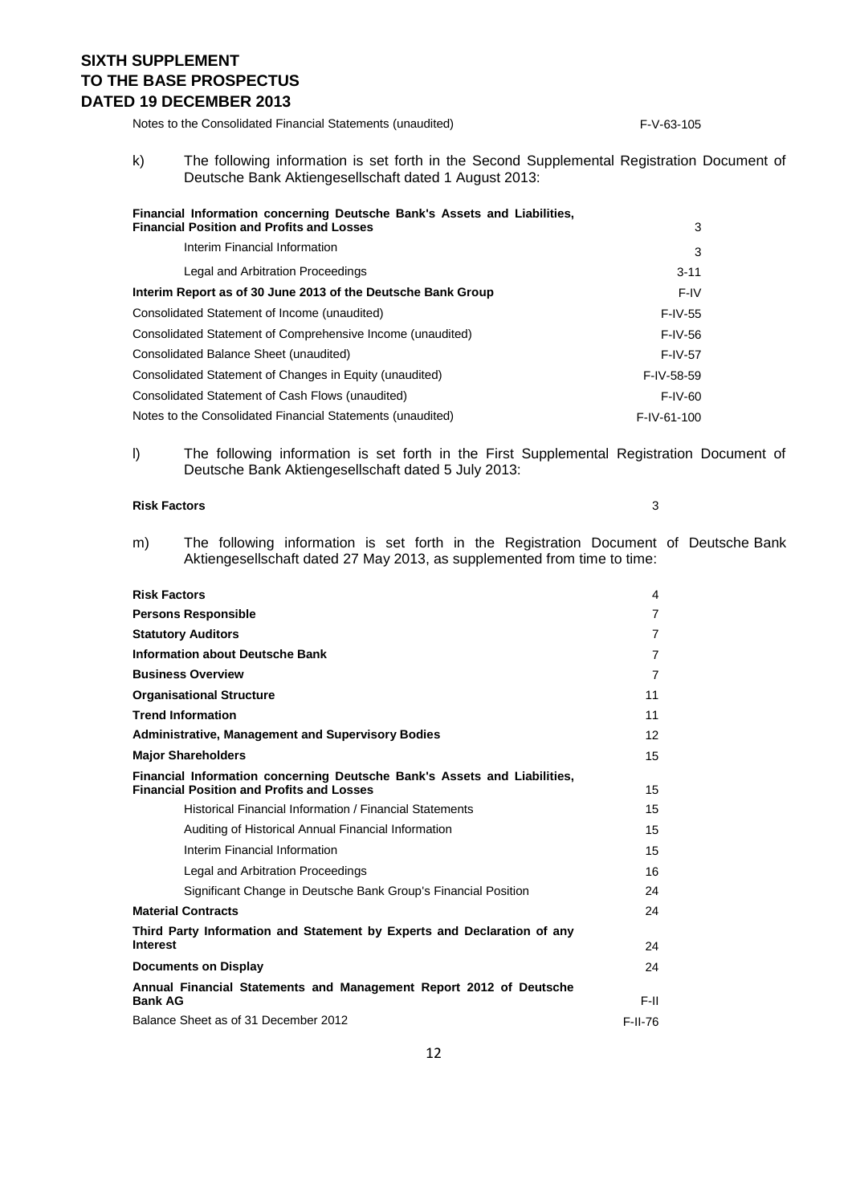| | |
|---|---|
| Notes to the Consolidated Financial Statements (unaudited) | F-V-63-105 |

k) The following information is set forth in the Second Supplemental Registration Document of Deutsche Bank Aktiengesellschaft dated 1 August 2013:

| | |
|---|---|
| **Financial Information concerning Deutsche Bank's Assets and Liabilities, Financial Position and Profits and Losses** | 3 |
| Interim Financial Information | 3 |
| Legal and Arbitration Proceedings | 3-11 |
| **Interim Report as of 30 June 2013 of the Deutsche Bank Group** | F-IV |
| Consolidated Statement of Income (unaudited) | F-IV-55 |
| Consolidated Statement of Comprehensive Income (unaudited) | F-IV-56 |
| Consolidated Balance Sheet (unaudited) | F-IV-57 |
| Consolidated Statement of Changes in Equity (unaudited) | F-IV-58-59 |
| Consolidated Statement of Cash Flows (unaudited) | F-IV-60 |
| Notes to the Consolidated Financial Statements (unaudited) | F-IV-61-100 |

l) The following information is set forth in the First Supplemental Registration Document of Deutsche Bank Aktiengesellschaft dated 5 July 2013:

| | |
|---|---|
| **Risk Factors** | 3 |

m) The following information is set forth in the Registration Document of Deutsche Bank Aktiengesellschaft dated 27 May 2013, as supplemented from time to time:

| | |
|---|---|
| **Risk Factors** | 4 |
| **Persons Responsible** | 7 |
| **Statutory Auditors** | 7 |
| **Information about Deutsche Bank** | 7 |
| **Business Overview** | 7 |
| **Organisational Structure** | 11 |
| **Trend Information** | 11 |
| **Administrative, Management and Supervisory Bodies** | 12 |
| **Major Shareholders** | 15 |
| **Financial Information concerning Deutsche Bank's Assets and Liabilities, Financial Position and Profits and Losses** | 15 |
| Historical Financial Information / Financial Statements | 15 |
| Auditing of Historical Annual Financial Information | 15 |
| Interim Financial Information | 15 |
| Legal and Arbitration Proceedings | 16 |
| Significant Change in Deutsche Bank Group's Financial Position | 24 |
| **Material Contracts** | 24 |
| **Third Party Information and Statement by Experts and Declaration of any Interest** | 24 |
| **Documents on Display** | 24 |
| **Annual Financial Statements and Management Report 2012 of Deutsche Bank AG** | F-II |
| Balance Sheet as of 31 December 2012 | F-II-76 |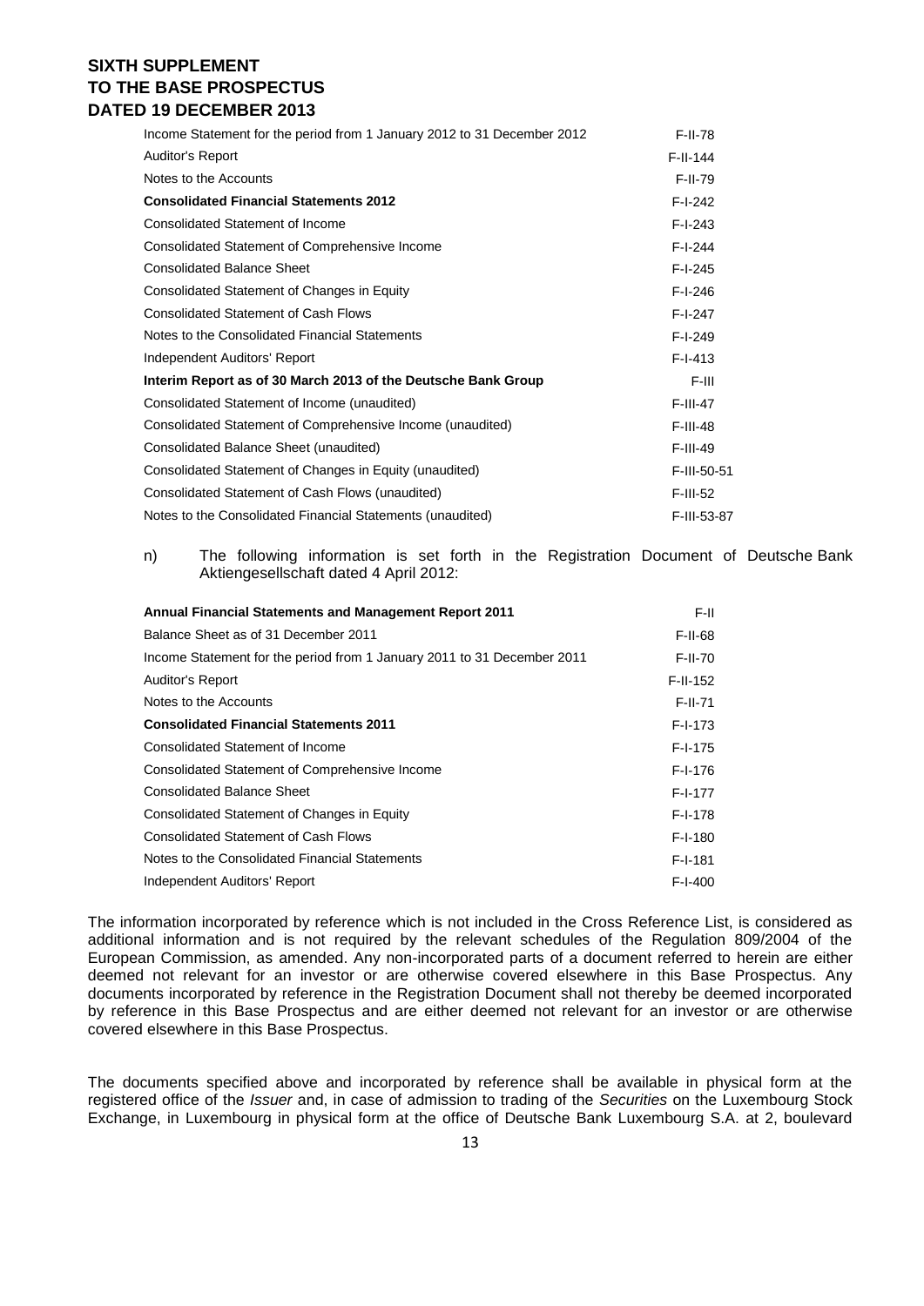| | |
|---|---|
| Income Statement for the period from 1 January 2012 to 31 December 2012 | F-II-78 |
| Auditor's Report | F-II-144 |
| Notes to the Accounts | F-II-79 |
| **Consolidated Financial Statements 2012** | F-I-242 |
| Consolidated Statement of Income | F-I-243 |
| Consolidated Statement of Comprehensive Income | F-I-244 |
| Consolidated Balance Sheet | F-I-245 |
| Consolidated Statement of Changes in Equity | F-I-246 |
| Consolidated Statement of Cash Flows | F-I-247 |
| Notes to the Consolidated Financial Statements | F-I-249 |
| Independent Auditors' Report | F-I-413 |
| **Interim Report as of 30 March 2013 of the Deutsche Bank Group** | F-III |
| Consolidated Statement of Income (unaudited) | F-III-47 |
| Consolidated Statement of Comprehensive Income (unaudited) | F-III-48 |
| Consolidated Balance Sheet (unaudited) | F-III-49 |
| Consolidated Statement of Changes in Equity (unaudited) | F-III-50-51 |
| Consolidated Statement of Cash Flows (unaudited) | F-III-52 |
| Notes to the Consolidated Financial Statements (unaudited) | F-III-53-87 |

n) The following information is set forth in the Registration Document of Deutsche Bank Aktiengesellschaft dated 4 April 2012:

| | |
|---|---|
| **Annual Financial Statements and Management Report 2011** | F-II |
| Balance Sheet as of 31 December 2011 | F-II-68 |
| Income Statement for the period from 1 January 2011 to 31 December 2011 | F-II-70 |
| Auditor's Report | F-II-152 |
| Notes to the Accounts | F-II-71 |
| **Consolidated Financial Statements 2011** | F-I-173 |
| Consolidated Statement of Income | F-I-175 |
| Consolidated Statement of Comprehensive Income | F-I-176 |
| Consolidated Balance Sheet | F-I-177 |
| Consolidated Statement of Changes in Equity | F-I-178 |
| Consolidated Statement of Cash Flows | F-I-180 |
| Notes to the Consolidated Financial Statements | F-I-181 |
| Independent Auditors' Report | F-I-400 |

The information incorporated by reference which is not included in the Cross Reference List, is considered as additional information and is not required by the relevant schedules of the Regulation 809/2004 of the European Commission, as amended. Any non-incorporated parts of a document referred to herein are either deemed not relevant for an investor or are otherwise covered elsewhere in this Base Prospectus. Any documents incorporated by reference in the Registration Document shall not thereby be deemed incorporated by reference in this Base Prospectus and are either deemed not relevant for an investor or are otherwise covered elsewhere in this Base Prospectus.

The documents specified above and incorporated by reference shall be available in physical form at the registered office of the *Issuer* and, in case of admission to trading of the *Securities* on the Luxembourg Stock Exchange, in Luxembourg in physical form at the office of Deutsche Bank Luxembourg S.A. at 2, boulevard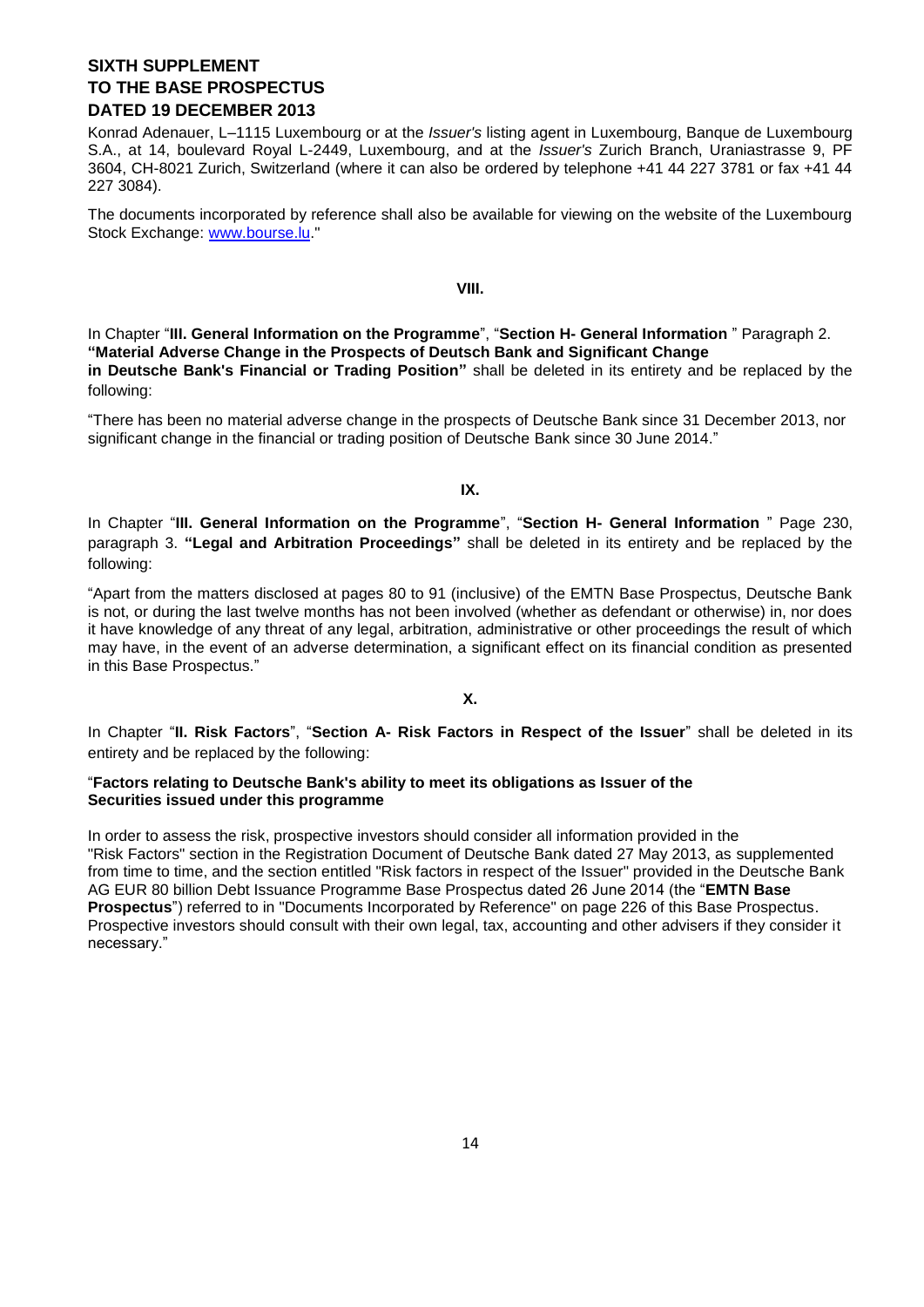Konrad Adenauer, L–1115 Luxembourg or at the *Issuer's* listing agent in Luxembourg, Banque de Luxembourg S.A., at 14, boulevard Royal L-2449, Luxembourg, and at the *Issuer's* Zurich Branch, Uraniastrasse 9, PF 3604, CH-8021 Zurich, Switzerland (where it can also be ordered by telephone +41 44 227 3781 or fax +41 44 227 3084).

The documents incorporated by reference shall also be available for viewing on the website of the Luxembourg Stock Exchange: www.bourse.lu."

**VIII.**

In Chapter "**III. General Information on the Programme**", "**Section H- General Information** " Paragraph 2. **"Material Adverse Change in the Prospects of Deutsch Bank and Significant Change in Deutsche Bank's Financial or Trading Position"** shall be deleted in its entirety and be replaced by the following:

"There has been no material adverse change in the prospects of Deutsche Bank since 31 December 2013, nor significant change in the financial or trading position of Deutsche Bank since 30 June 2014."

**IX.**

In Chapter "**III. General Information on the Programme**", "**Section H- General Information** " Page 230, paragraph 3. **"Legal and Arbitration Proceedings"** shall be deleted in its entirety and be replaced by the following:

"Apart from the matters disclosed at pages 80 to 91 (inclusive) of the EMTN Base Prospectus, Deutsche Bank is not, or during the last twelve months has not been involved (whether as defendant or otherwise) in, nor does it have knowledge of any threat of any legal, arbitration, administrative or other proceedings the result of which may have, in the event of an adverse determination, a significant effect on its financial condition as presented in this Base Prospectus."

**X.**

In Chapter "**II. Risk Factors**", "**Section A- Risk Factors in Respect of the Issuer**" shall be deleted in its entirety and be replaced by the following:

"**Factors relating to Deutsche Bank's ability to meet its obligations as Issuer of the Securities issued under this programme**

In order to assess the risk, prospective investors should consider all information provided in the "Risk Factors" section in the Registration Document of Deutsche Bank dated 27 May 2013, as supplemented from time to time, and the section entitled "Risk factors in respect of the Issuer" provided in the Deutsche Bank AG EUR 80 billion Debt Issuance Programme Base Prospectus dated 26 June 2014 (the "**EMTN Base Prospectus**") referred to in "Documents Incorporated by Reference" on page 226 of this Base Prospectus. Prospective investors should consult with their own legal, tax, accounting and other advisers if they consider it necessary."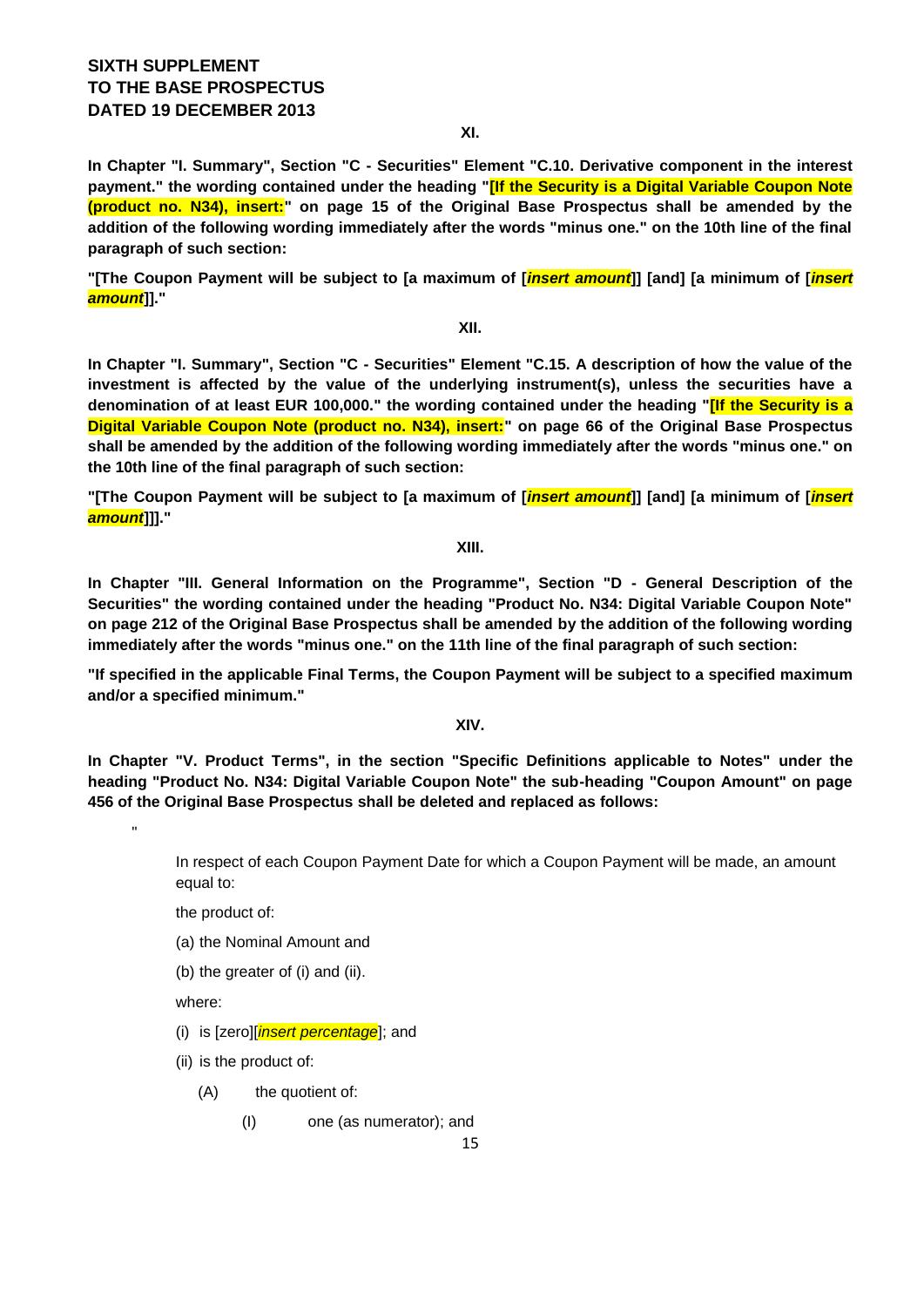**XI.**

**In Chapter "I. Summary", Section "C - Securities" Element "C.10. Derivative component in the interest payment." the wording contained under the heading "[If the Security is a Digital Variable Coupon Note (product no. N34), insert:" on page 15 of the Original Base Prospectus shall be amended by the addition of the following wording immediately after the words "minus one." on the 10th line of the final paragraph of such section:**

**"[The Coupon Payment will be subject to [a maximum of [*insert amount*]] [and] [a minimum of [*insert amount*]]."**

**XII.**

**In Chapter "I. Summary", Section "C - Securities" Element "C.15. A description of how the value of the investment is affected by the value of the underlying instrument(s), unless the securities have a denomination of at least EUR 100,000." the wording contained under the heading "[If the Security is a Digital Variable Coupon Note (product no. N34), insert:" on page 66 of the Original Base Prospectus shall be amended by the addition of the following wording immediately after the words "minus one." on the 10th line of the final paragraph of such section:**

**"[The Coupon Payment will be subject to [a maximum of [*insert amount*]] [and] [a minimum of [*insert amount*]]]."**

**XIII.**

**In Chapter "III. General Information on the Programme", Section "D - General Description of the Securities" the wording contained under the heading "Product No. N34: Digital Variable Coupon Note" on page 212 of the Original Base Prospectus shall be amended by the addition of the following wording immediately after the words "minus one." on the 11th line of the final paragraph of such section:**

**"If specified in the applicable Final Terms, the Coupon Payment will be subject to a specified maximum and/or a specified minimum."**

**XIV.**

**In Chapter "V. Product Terms", in the section "Specific Definitions applicable to Notes" under the heading "Product No. N34: Digital Variable Coupon Note" the sub-heading "Coupon Amount" on page 456 of the Original Base Prospectus shall be deleted and replaced as follows:**

"

In respect of each Coupon Payment Date for which a Coupon Payment will be made, an amount equal to:

the product of:

(a) the Nominal Amount and

(b) the greater of (i) and (ii).

where:

(i) is [zero][*insert percentage*]; and

(ii) is the product of:

(A) the quotient of:

(I) one (as numerator); and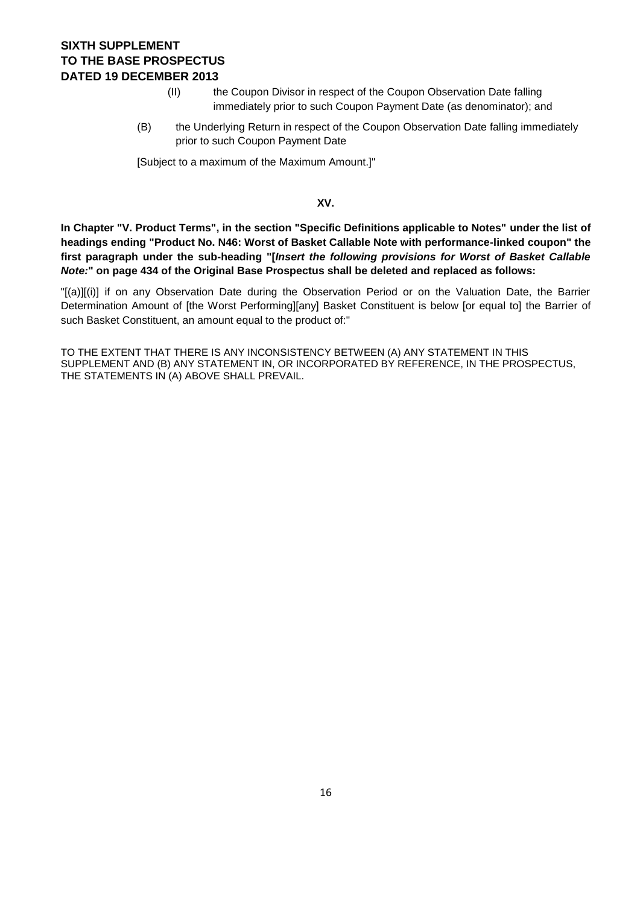(II) the Coupon Divisor in respect of the Coupon Observation Date falling immediately prior to such Coupon Payment Date (as denominator); and

(B) the Underlying Return in respect of the Coupon Observation Date falling immediately prior to such Coupon Payment Date

[Subject to a maximum of the Maximum Amount.]"

**XV.**

**In Chapter "V. Product Terms", in the section "Specific Definitions applicable to Notes" under the list of headings ending "Product No. N46: Worst of Basket Callable Note with performance-linked coupon" the first paragraph under the sub-heading "[*Insert the following provisions for Worst of Basket Callable Note:*" on page 434 of the Original Base Prospectus shall be deleted and replaced as follows:**

"[(a)][(i)] if on any Observation Date during the Observation Period or on the Valuation Date, the Barrier Determination Amount of [the Worst Performing][any] Basket Constituent is below [or equal to] the Barrier of such Basket Constituent, an amount equal to the product of:"

TO THE EXTENT THAT THERE IS ANY INCONSISTENCY BETWEEN (A) ANY STATEMENT IN THIS SUPPLEMENT AND (B) ANY STATEMENT IN, OR INCORPORATED BY REFERENCE, IN THE PROSPECTUS, THE STATEMENTS IN (A) ABOVE SHALL PREVAIL.